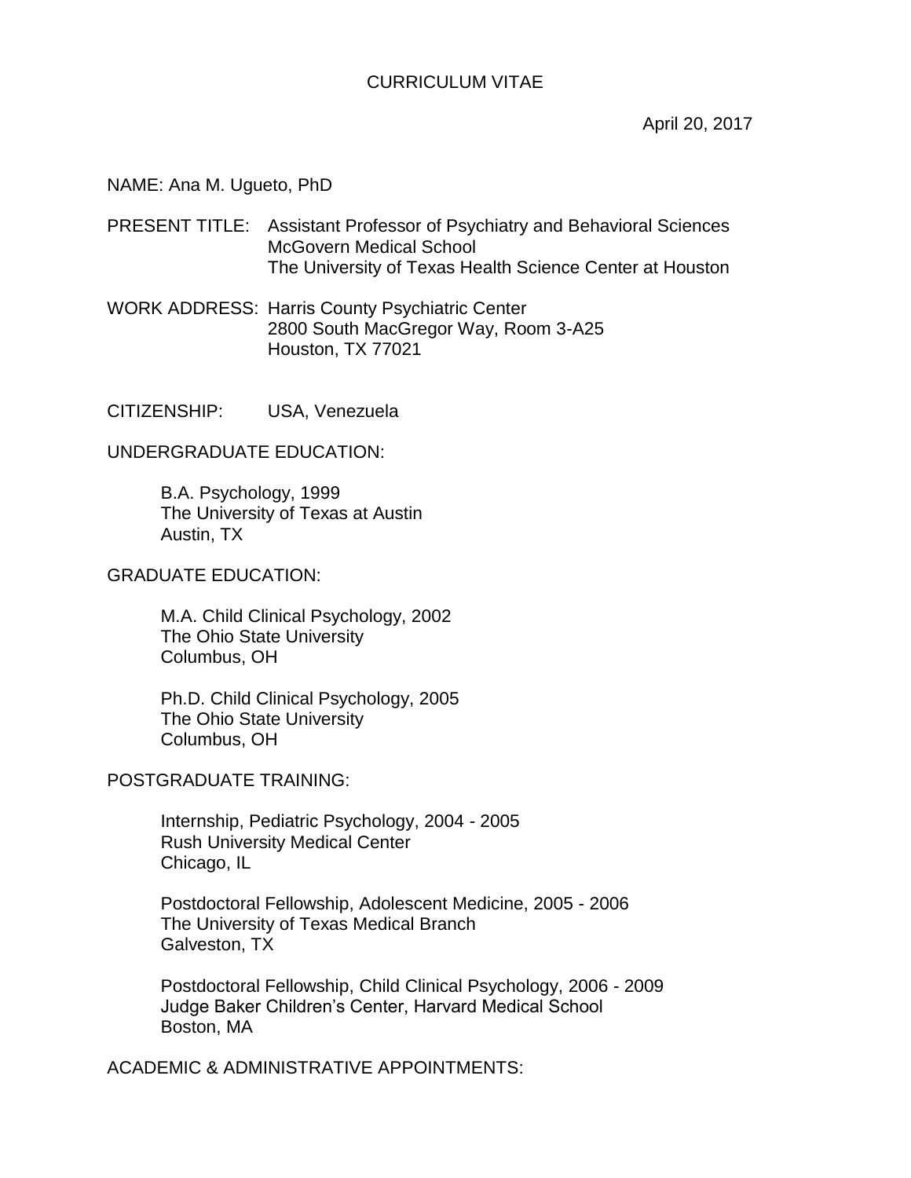# CURRICULUM VITAE

April 20, 2017

NAME: Ana M. Ugueto, PhD

PRESENT TITLE: Assistant Professor of Psychiatry and Behavioral Sciences
McGovern Medical School
The University of Texas Health Science Center at Houston

WORK ADDRESS: Harris County Psychiatric Center
2800 South MacGregor Way, Room 3-A25
Houston, TX 77021

CITIZENSHIP: USA, Venezuela

## UNDERGRADUATE EDUCATION:

B.A. Psychology, 1999
The University of Texas at Austin
Austin, TX

## GRADUATE EDUCATION:

M.A. Child Clinical Psychology, 2002
The Ohio State University
Columbus, OH

Ph.D. Child Clinical Psychology, 2005
The Ohio State University
Columbus, OH

## POSTGRADUATE TRAINING:

Internship, Pediatric Psychology, 2004 - 2005
Rush University Medical Center
Chicago, IL

Postdoctoral Fellowship, Adolescent Medicine, 2005 - 2006
The University of Texas Medical Branch
Galveston, TX

Postdoctoral Fellowship, Child Clinical Psychology, 2006 - 2009
Judge Baker Children's Center, Harvard Medical School
Boston, MA

## ACADEMIC & ADMINISTRATIVE APPOINTMENTS: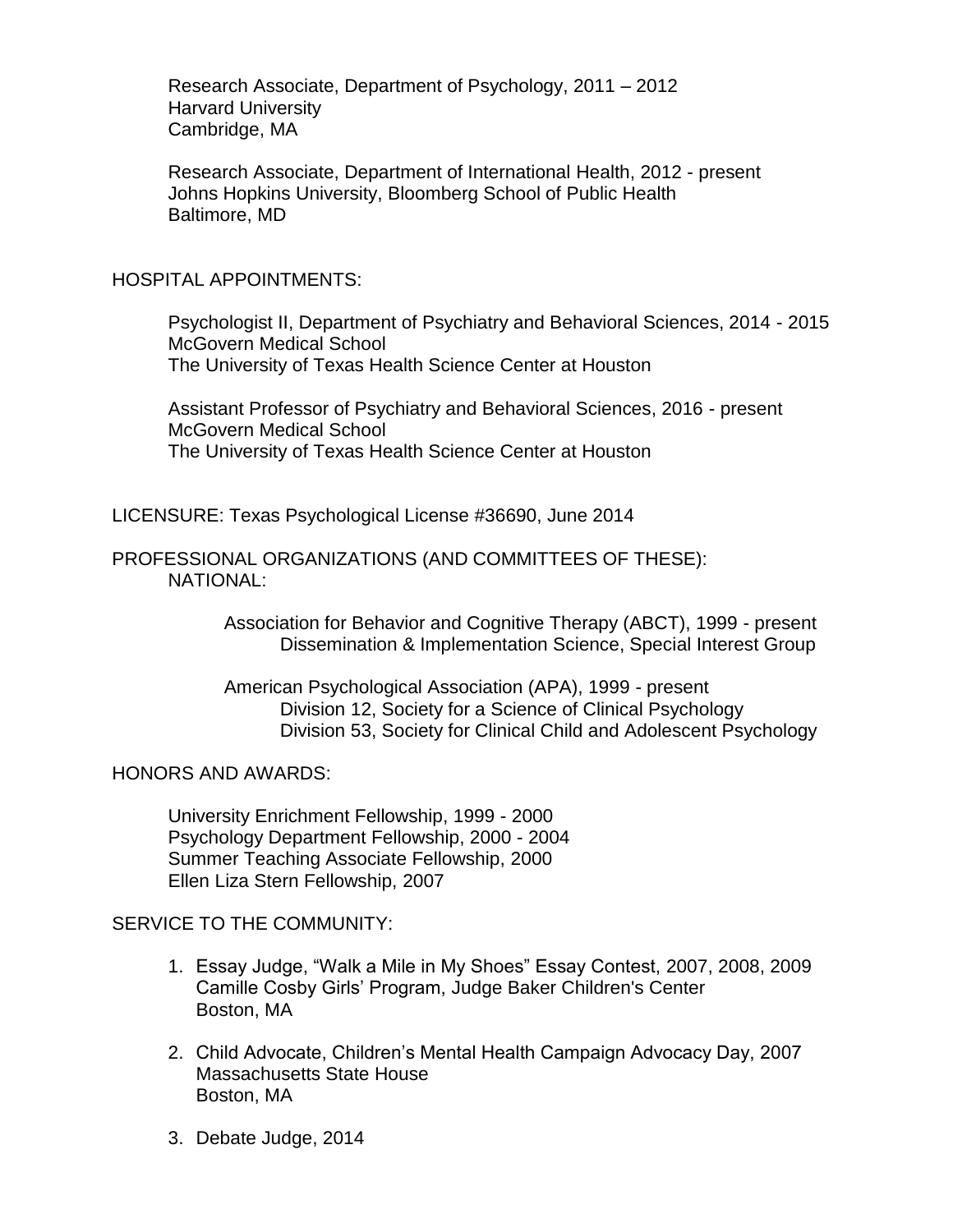Research Associate, Department of Psychology, 2011 – 2012
Harvard University
Cambridge, MA

Research Associate, Department of International Health, 2012 - present
Johns Hopkins University, Bloomberg School of Public Health
Baltimore, MD

## HOSPITAL APPOINTMENTS:

Psychologist II, Department of Psychiatry and Behavioral Sciences, 2014 - 2015
McGovern Medical School
The University of Texas Health Science Center at Houston

Assistant Professor of Psychiatry and Behavioral Sciences, 2016 - present
McGovern Medical School
The University of Texas Health Science Center at Houston

## LICENSURE: Texas Psychological License #36690, June 2014

## PROFESSIONAL ORGANIZATIONS (AND COMMITTEES OF THESE):

NATIONAL:

Association for Behavior and Cognitive Therapy (ABCT), 1999 - present
- Dissemination & Implementation Science, Special Interest Group

American Psychological Association (APA), 1999 - present
- Division 12, Society for a Science of Clinical Psychology
- Division 53, Society for Clinical Child and Adolescent Psychology

## HONORS AND AWARDS:

University Enrichment Fellowship, 1999 - 2000
Psychology Department Fellowship, 2000 - 2004
Summer Teaching Associate Fellowship, 2000
Ellen Liza Stern Fellowship, 2007

## SERVICE TO THE COMMUNITY:

1. Essay Judge, "Walk a Mile in My Shoes" Essay Contest, 2007, 2008, 2009
   Camille Cosby Girls' Program, Judge Baker Children's Center
   Boston, MA

2. Child Advocate, Children's Mental Health Campaign Advocacy Day, 2007
   Massachusetts State House
   Boston, MA

3. Debate Judge, 2014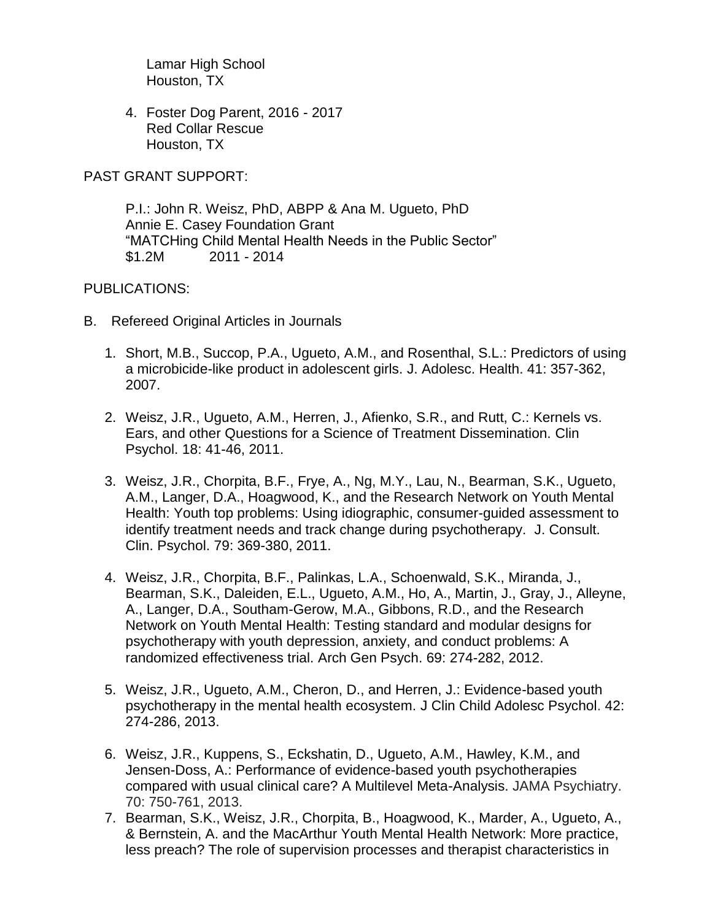Lamar High School
Houston, TX

4. Foster Dog Parent, 2016 - 2017
   Red Collar Rescue
   Houston, TX

PAST GRANT SUPPORT:

P.I.: John R. Weisz, PhD, ABPP & Ana M. Ugueto, PhD
Annie E. Casey Foundation Grant
"MATCHing Child Mental Health Needs in the Public Sector"
$1.2M 2011 - 2014

PUBLICATIONS:

B. Refereed Original Articles in Journals

1. Short, M.B., Succop, P.A., Ugueto, A.M., and Rosenthal, S.L.: Predictors of using a microbicide-like product in adolescent girls. J. Adolesc. Health. 41: 357-362, 2007.

2. Weisz, J.R., Ugueto, A.M., Herren, J., Afienko, S.R., and Rutt, C.: Kernels vs. Ears, and other Questions for a Science of Treatment Dissemination. Clin Psychol. 18: 41-46, 2011.

3. Weisz, J.R., Chorpita, B.F., Frye, A., Ng, M.Y., Lau, N., Bearman, S.K., Ugueto, A.M., Langer, D.A., Hoagwood, K., and the Research Network on Youth Mental Health: Youth top problems: Using idiographic, consumer-guided assessment to identify treatment needs and track change during psychotherapy. J. Consult. Clin. Psychol. 79: 369-380, 2011.

4. Weisz, J.R., Chorpita, B.F., Palinkas, L.A., Schoenwald, S.K., Miranda, J., Bearman, S.K., Daleiden, E.L., Ugueto, A.M., Ho, A., Martin, J., Gray, J., Alleyne, A., Langer, D.A., Southam-Gerow, M.A., Gibbons, R.D., and the Research Network on Youth Mental Health: Testing standard and modular designs for psychotherapy with youth depression, anxiety, and conduct problems: A randomized effectiveness trial. Arch Gen Psych. 69: 274-282, 2012.

5. Weisz, J.R., Ugueto, A.M., Cheron, D., and Herren, J.: Evidence-based youth psychotherapy in the mental health ecosystem. J Clin Child Adolesc Psychol. 42: 274-286, 2013.

6. Weisz, J.R., Kuppens, S., Eckshatin, D., Ugueto, A.M., Hawley, K.M., and Jensen-Doss, A.: Performance of evidence-based youth psychotherapies compared with usual clinical care? A Multilevel Meta-Analysis. JAMA Psychiatry. 70: 750-761, 2013.

7. Bearman, S.K., Weisz, J.R., Chorpita, B., Hoagwood, K., Marder, A., Ugueto, A., & Bernstein, A. and the MacArthur Youth Mental Health Network: More practice, less preach? The role of supervision processes and therapist characteristics in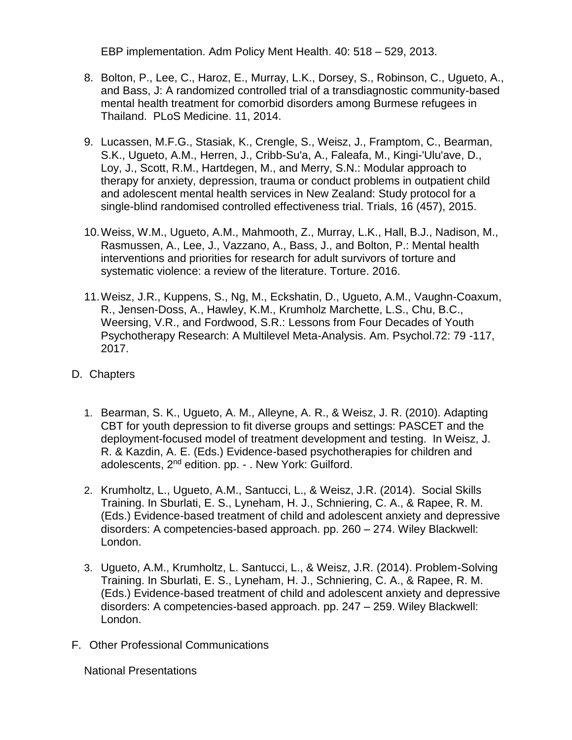EBP implementation. Adm Policy Ment Health. 40: 518 – 529, 2013.

8. Bolton, P., Lee, C., Haroz, E., Murray, L.K., Dorsey, S., Robinson, C., Ugueto, A., and Bass, J: A randomized controlled trial of a transdiagnostic community-based mental health treatment for comorbid disorders among Burmese refugees in Thailand. PLoS Medicine. 11, 2014.

9. Lucassen, M.F.G., Stasiak, K., Crengle, S., Weisz, J., Framptom, C., Bearman, S.K., Ugueto, A.M., Herren, J., Cribb-Su'a, A., Faleafa, M., Kingi-'Ulu'ave, D., Loy, J., Scott, R.M., Hartdegen, M., and Merry, S.N.: Modular approach to therapy for anxiety, depression, trauma or conduct problems in outpatient child and adolescent mental health services in New Zealand: Study protocol for a single-blind randomised controlled effectiveness trial. Trials, 16 (457), 2015.

10. Weiss, W.M., Ugueto, A.M., Mahmooth, Z., Murray, L.K., Hall, B.J., Nadison, M., Rasmussen, A., Lee, J., Vazzano, A., Bass, J., and Bolton, P.: Mental health interventions and priorities for research for adult survivors of torture and systematic violence: a review of the literature. Torture. 2016.

11. Weisz, J.R., Kuppens, S., Ng, M., Eckshatin, D., Ugueto, A.M., Vaughn-Coaxum, R., Jensen-Doss, A., Hawley, K.M., Krumholz Marchette, L.S., Chu, B.C., Weersing, V.R., and Fordwood, S.R.: Lessons from Four Decades of Youth Psychotherapy Research: A Multilevel Meta-Analysis. Am. Psychol.72: 79 -117, 2017.

D. Chapters

1. Bearman, S. K., Ugueto, A. M., Alleyne, A. R., & Weisz, J. R. (2010). Adapting CBT for youth depression to fit diverse groups and settings: PASCET and the deployment-focused model of treatment development and testing. In Weisz, J. R. & Kazdin, A. E. (Eds.) Evidence-based psychotherapies for children and adolescents, 2nd edition. pp. - . New York: Guilford.

2. Krumholtz, L., Ugueto, A.M., Santucci, L., & Weisz, J.R. (2014). Social Skills Training. In Sburlati, E. S., Lyneham, H. J., Schniering, C. A., & Rapee, R. M. (Eds.) Evidence-based treatment of child and adolescent anxiety and depressive disorders: A competencies-based approach. pp. 260 – 274. Wiley Blackwell: London.

3. Ugueto, A.M., Krumholtz, L. Santucci, L., & Weisz, J.R. (2014). Problem-Solving Training. In Sburlati, E. S., Lyneham, H. J., Schniering, C. A., & Rapee, R. M. (Eds.) Evidence-based treatment of child and adolescent anxiety and depressive disorders: A competencies-based approach. pp. 247 – 259. Wiley Blackwell: London.

F. Other Professional Communications

National Presentations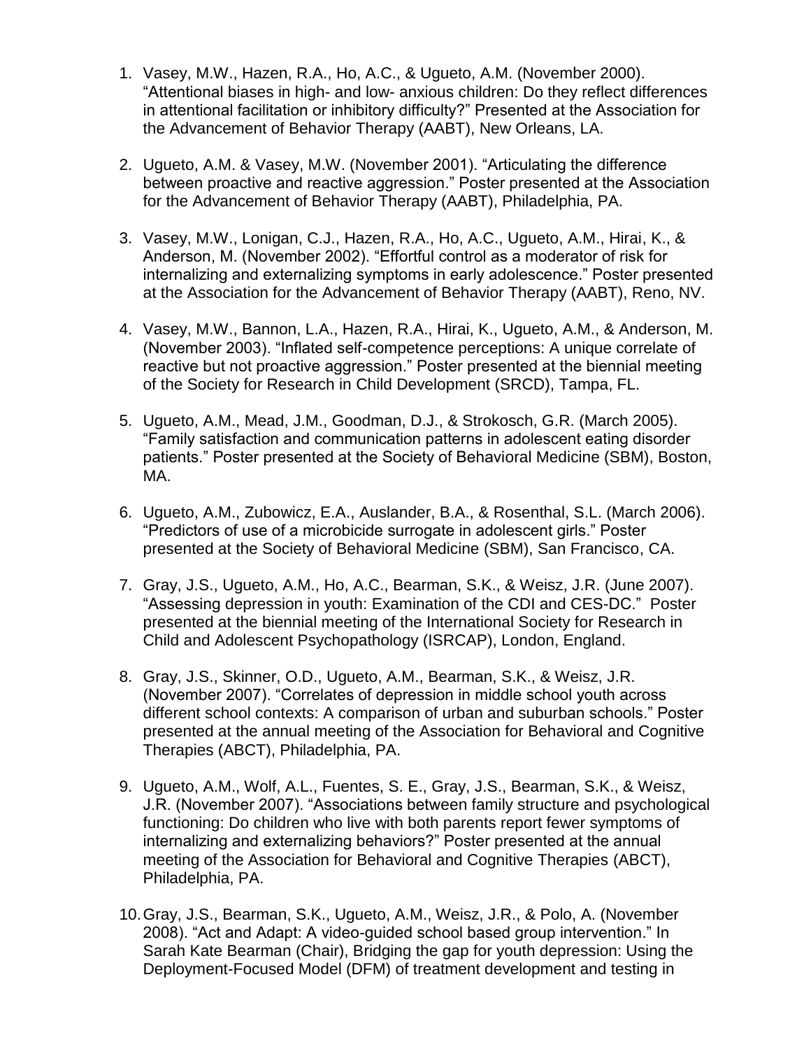1. Vasey, M.W., Hazen, R.A., Ho, A.C., & Ugueto, A.M. (November 2000). “Attentional biases in high- and low- anxious children: Do they reflect differences in attentional facilitation or inhibitory difficulty?” Presented at the Association for the Advancement of Behavior Therapy (AABT), New Orleans, LA.

2. Ugueto, A.M. & Vasey, M.W. (November 2001). “Articulating the difference between proactive and reactive aggression.” Poster presented at the Association for the Advancement of Behavior Therapy (AABT), Philadelphia, PA.

3. Vasey, M.W., Lonigan, C.J., Hazen, R.A., Ho, A.C., Ugueto, A.M., Hirai, K., & Anderson, M. (November 2002). “Effortful control as a moderator of risk for internalizing and externalizing symptoms in early adolescence.” Poster presented at the Association for the Advancement of Behavior Therapy (AABT), Reno, NV.

4. Vasey, M.W., Bannon, L.A., Hazen, R.A., Hirai, K., Ugueto, A.M., & Anderson, M. (November 2003). “Inflated self-competence perceptions: A unique correlate of reactive but not proactive aggression.” Poster presented at the biennial meeting of the Society for Research in Child Development (SRCD), Tampa, FL.

5. Ugueto, A.M., Mead, J.M., Goodman, D.J., & Strokosch, G.R. (March 2005). “Family satisfaction and communication patterns in adolescent eating disorder patients.” Poster presented at the Society of Behavioral Medicine (SBM), Boston, MA.

6. Ugueto, A.M., Zubowicz, E.A., Auslander, B.A., & Rosenthal, S.L. (March 2006). “Predictors of use of a microbicide surrogate in adolescent girls.” Poster presented at the Society of Behavioral Medicine (SBM), San Francisco, CA.

7. Gray, J.S., Ugueto, A.M., Ho, A.C., Bearman, S.K., & Weisz, J.R. (June 2007). “Assessing depression in youth: Examination of the CDI and CES-DC.” Poster presented at the biennial meeting of the International Society for Research in Child and Adolescent Psychopathology (ISRCAP), London, England.

8. Gray, J.S., Skinner, O.D., Ugueto, A.M., Bearman, S.K., & Weisz, J.R. (November 2007). “Correlates of depression in middle school youth across different school contexts: A comparison of urban and suburban schools.” Poster presented at the annual meeting of the Association for Behavioral and Cognitive Therapies (ABCT), Philadelphia, PA.

9. Ugueto, A.M., Wolf, A.L., Fuentes, S. E., Gray, J.S., Bearman, S.K., & Weisz, J.R. (November 2007). “Associations between family structure and psychological functioning: Do children who live with both parents report fewer symptoms of internalizing and externalizing behaviors?” Poster presented at the annual meeting of the Association for Behavioral and Cognitive Therapies (ABCT), Philadelphia, PA.

10. Gray, J.S., Bearman, S.K., Ugueto, A.M., Weisz, J.R., & Polo, A. (November 2008). “Act and Adapt: A video-guided school based group intervention.” In Sarah Kate Bearman (Chair), Bridging the gap for youth depression: Using the Deployment-Focused Model (DFM) of treatment development and testing in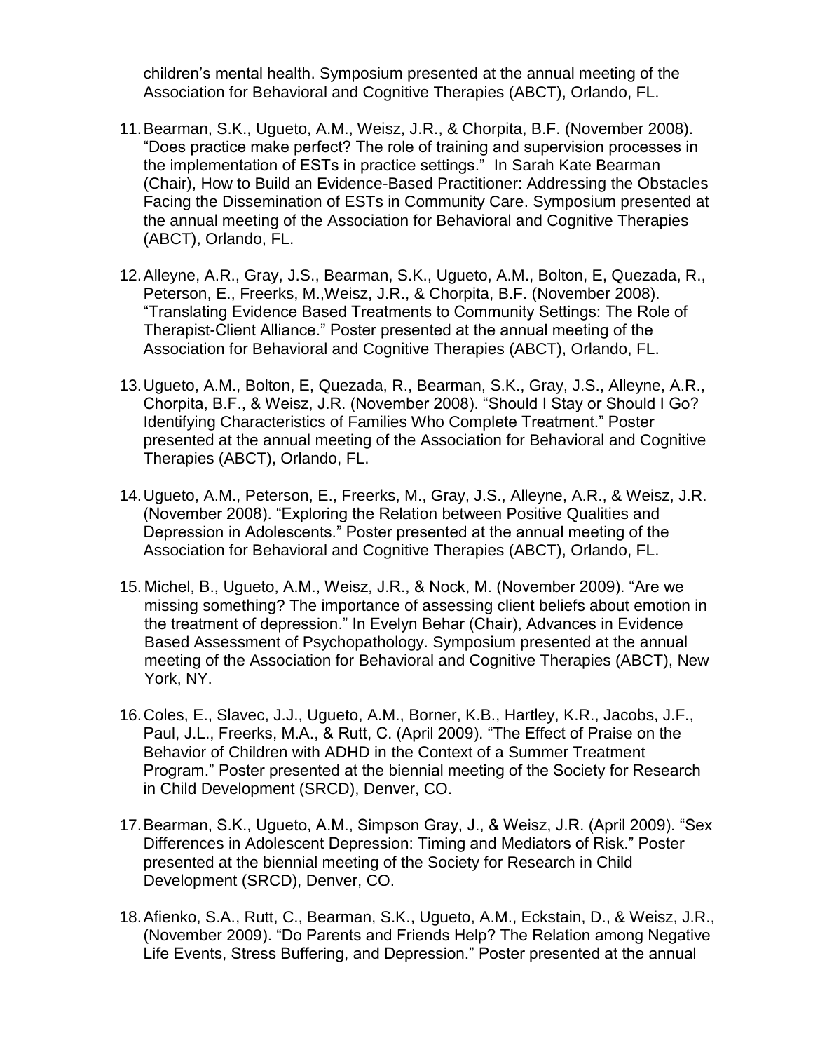children's mental health. Symposium presented at the annual meeting of the Association for Behavioral and Cognitive Therapies (ABCT), Orlando, FL.

11. Bearman, S.K., Ugueto, A.M., Weisz, J.R., & Chorpita, B.F. (November 2008). "Does practice make perfect? The role of training and supervision processes in the implementation of ESTs in practice settings." In Sarah Kate Bearman (Chair), How to Build an Evidence-Based Practitioner: Addressing the Obstacles Facing the Dissemination of ESTs in Community Care. Symposium presented at the annual meeting of the Association for Behavioral and Cognitive Therapies (ABCT), Orlando, FL.

12. Alleyne, A.R., Gray, J.S., Bearman, S.K., Ugueto, A.M., Bolton, E, Quezada, R., Peterson, E., Freerks, M.,Weisz, J.R., & Chorpita, B.F. (November 2008). "Translating Evidence Based Treatments to Community Settings: The Role of Therapist-Client Alliance." Poster presented at the annual meeting of the Association for Behavioral and Cognitive Therapies (ABCT), Orlando, FL.

13. Ugueto, A.M., Bolton, E, Quezada, R., Bearman, S.K., Gray, J.S., Alleyne, A.R., Chorpita, B.F., & Weisz, J.R. (November 2008). "Should I Stay or Should I Go? Identifying Characteristics of Families Who Complete Treatment." Poster presented at the annual meeting of the Association for Behavioral and Cognitive Therapies (ABCT), Orlando, FL.

14. Ugueto, A.M., Peterson, E., Freerks, M., Gray, J.S., Alleyne, A.R., & Weisz, J.R. (November 2008). "Exploring the Relation between Positive Qualities and Depression in Adolescents." Poster presented at the annual meeting of the Association for Behavioral and Cognitive Therapies (ABCT), Orlando, FL.

15. Michel, B., Ugueto, A.M., Weisz, J.R., & Nock, M. (November 2009). "Are we missing something? The importance of assessing client beliefs about emotion in the treatment of depression." In Evelyn Behar (Chair), Advances in Evidence Based Assessment of Psychopathology. Symposium presented at the annual meeting of the Association for Behavioral and Cognitive Therapies (ABCT), New York, NY.

16. Coles, E., Slavec, J.J., Ugueto, A.M., Borner, K.B., Hartley, K.R., Jacobs, J.F., Paul, J.L., Freerks, M.A., & Rutt, C. (April 2009). "The Effect of Praise on the Behavior of Children with ADHD in the Context of a Summer Treatment Program." Poster presented at the biennial meeting of the Society for Research in Child Development (SRCD), Denver, CO.

17. Bearman, S.K., Ugueto, A.M., Simpson Gray, J., & Weisz, J.R. (April 2009). "Sex Differences in Adolescent Depression: Timing and Mediators of Risk." Poster presented at the biennial meeting of the Society for Research in Child Development (SRCD), Denver, CO.

18. Afienko, S.A., Rutt, C., Bearman, S.K., Ugueto, A.M., Eckstain, D., & Weisz, J.R., (November 2009). "Do Parents and Friends Help? The Relation among Negative Life Events, Stress Buffering, and Depression." Poster presented at the annual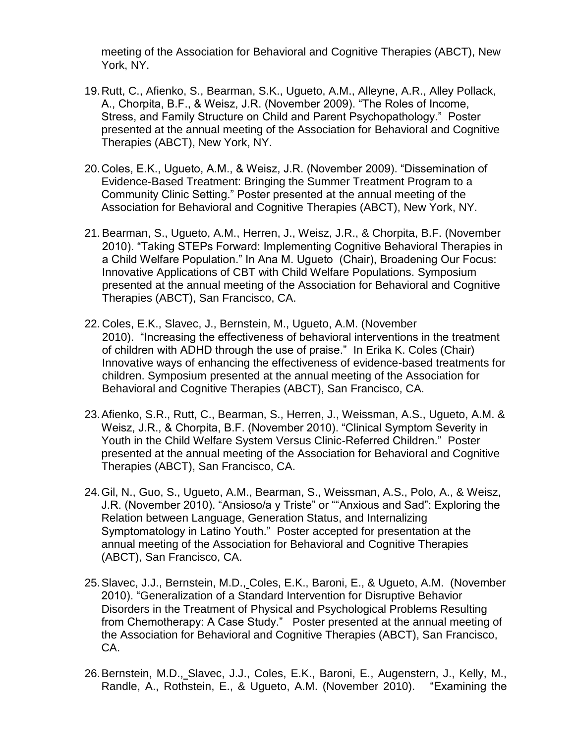meeting of the Association for Behavioral and Cognitive Therapies (ABCT), New York, NY.

19. Rutt, C., Afienko, S., Bearman, S.K., Ugueto, A.M., Alleyne, A.R., Alley Pollack, A., Chorpita, B.F., & Weisz, J.R. (November 2009). "The Roles of Income, Stress, and Family Structure on Child and Parent Psychopathology." Poster presented at the annual meeting of the Association for Behavioral and Cognitive Therapies (ABCT), New York, NY.

20. Coles, E.K., Ugueto, A.M., & Weisz, J.R. (November 2009). "Dissemination of Evidence-Based Treatment: Bringing the Summer Treatment Program to a Community Clinic Setting." Poster presented at the annual meeting of the Association for Behavioral and Cognitive Therapies (ABCT), New York, NY.

21. Bearman, S., Ugueto, A.M., Herren, J., Weisz, J.R., & Chorpita, B.F. (November 2010). "Taking STEPs Forward: Implementing Cognitive Behavioral Therapies in a Child Welfare Population." In Ana M. Ugueto (Chair), Broadening Our Focus: Innovative Applications of CBT with Child Welfare Populations. Symposium presented at the annual meeting of the Association for Behavioral and Cognitive Therapies (ABCT), San Francisco, CA.

22. Coles, E.K., Slavec, J., Bernstein, M., Ugueto, A.M. (November 2010). "Increasing the effectiveness of behavioral interventions in the treatment of children with ADHD through the use of praise." In Erika K. Coles (Chair) Innovative ways of enhancing the effectiveness of evidence-based treatments for children. Symposium presented at the annual meeting of the Association for Behavioral and Cognitive Therapies (ABCT), San Francisco, CA.

23. Afienko, S.R., Rutt, C., Bearman, S., Herren, J., Weissman, A.S., Ugueto, A.M. & Weisz, J.R., & Chorpita, B.F. (November 2010). "Clinical Symptom Severity in Youth in the Child Welfare System Versus Clinic-Referred Children." Poster presented at the annual meeting of the Association for Behavioral and Cognitive Therapies (ABCT), San Francisco, CA.

24. Gil, N., Guo, S., Ugueto, A.M., Bearman, S., Weissman, A.S., Polo, A., & Weisz, J.R. (November 2010). "Ansioso/a y Triste" or ""Anxious and Sad": Exploring the Relation between Language, Generation Status, and Internalizing Symptomatology in Latino Youth." Poster accepted for presentation at the annual meeting of the Association for Behavioral and Cognitive Therapies (ABCT), San Francisco, CA.

25. Slavec, J.J., Bernstein, M.D., Coles, E.K., Baroni, E., & Ugueto, A.M. (November 2010). "Generalization of a Standard Intervention for Disruptive Behavior Disorders in the Treatment of Physical and Psychological Problems Resulting from Chemotherapy: A Case Study." Poster presented at the annual meeting of the Association for Behavioral and Cognitive Therapies (ABCT), San Francisco, CA.

26. Bernstein, M.D., Slavec, J.J., Coles, E.K., Baroni, E., Augenstern, J., Kelly, M., Randle, A., Rothstein, E., & Ugueto, A.M. (November 2010). "Examining the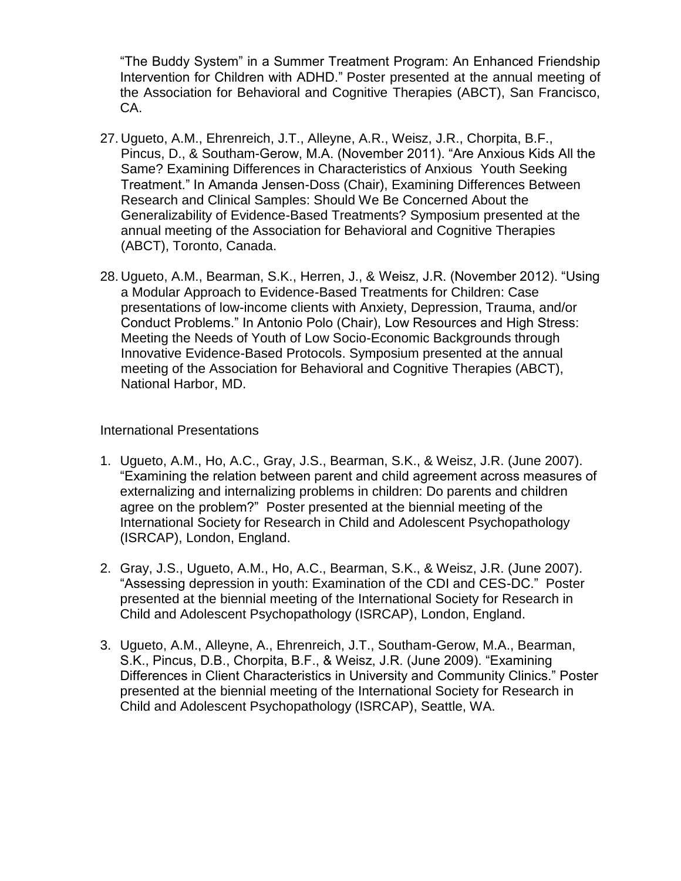"The Buddy System" in a Summer Treatment Program: An Enhanced Friendship Intervention for Children with ADHD." Poster presented at the annual meeting of the Association for Behavioral and Cognitive Therapies (ABCT), San Francisco, CA.

27. Ugueto, A.M., Ehrenreich, J.T., Alleyne, A.R., Weisz, J.R., Chorpita, B.F., Pincus, D., & Southam-Gerow, M.A. (November 2011). "Are Anxious Kids All the Same? Examining Differences in Characteristics of Anxious Youth Seeking Treatment." In Amanda Jensen-Doss (Chair), Examining Differences Between Research and Clinical Samples: Should We Be Concerned About the Generalizability of Evidence-Based Treatments? Symposium presented at the annual meeting of the Association for Behavioral and Cognitive Therapies (ABCT), Toronto, Canada.

28. Ugueto, A.M., Bearman, S.K., Herren, J., & Weisz, J.R. (November 2012). "Using a Modular Approach to Evidence-Based Treatments for Children: Case presentations of low-income clients with Anxiety, Depression, Trauma, and/or Conduct Problems." In Antonio Polo (Chair), Low Resources and High Stress: Meeting the Needs of Youth of Low Socio-Economic Backgrounds through Innovative Evidence-Based Protocols. Symposium presented at the annual meeting of the Association for Behavioral and Cognitive Therapies (ABCT), National Harbor, MD.

International Presentations

1. Ugueto, A.M., Ho, A.C., Gray, J.S., Bearman, S.K., & Weisz, J.R. (June 2007). "Examining the relation between parent and child agreement across measures of externalizing and internalizing problems in children: Do parents and children agree on the problem?" Poster presented at the biennial meeting of the International Society for Research in Child and Adolescent Psychopathology (ISRCAP), London, England.

2. Gray, J.S., Ugueto, A.M., Ho, A.C., Bearman, S.K., & Weisz, J.R. (June 2007). "Assessing depression in youth: Examination of the CDI and CES-DC." Poster presented at the biennial meeting of the International Society for Research in Child and Adolescent Psychopathology (ISRCAP), London, England.

3. Ugueto, A.M., Alleyne, A., Ehrenreich, J.T., Southam-Gerow, M.A., Bearman, S.K., Pincus, D.B., Chorpita, B.F., & Weisz, J.R. (June 2009). "Examining Differences in Client Characteristics in University and Community Clinics." Poster presented at the biennial meeting of the International Society for Research in Child and Adolescent Psychopathology (ISRCAP), Seattle, WA.